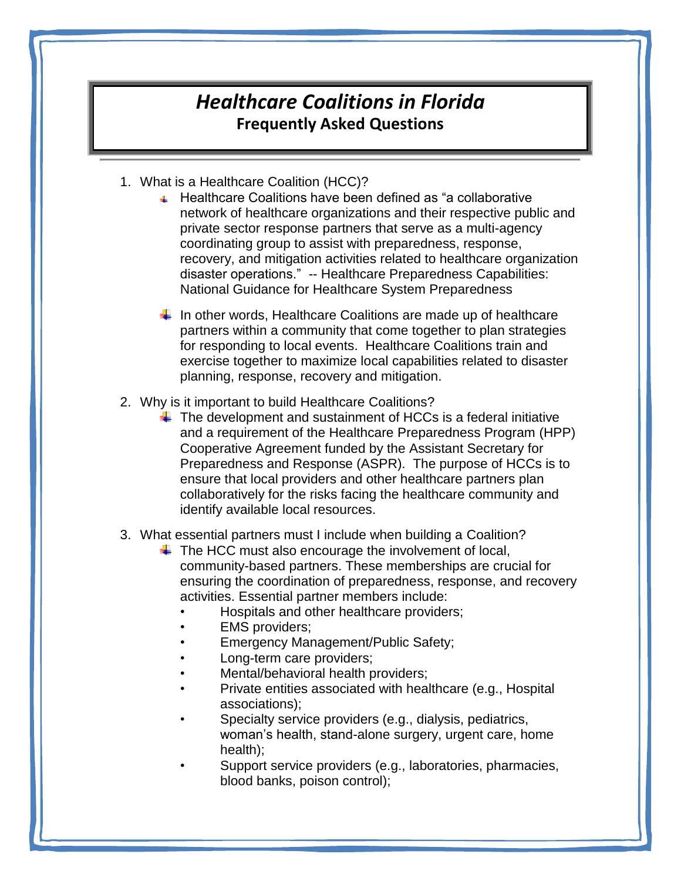# *Healthcare Coalitions in Florida*

## Frequently Asked Questions

1. What is a Healthcare Coalition (HCC)?
   - Healthcare Coalitions have been defined as "a collaborative network of healthcare organizations and their respective public and private sector response partners that serve as a multi-agency coordinating group to assist with preparedness, response, recovery, and mitigation activities related to healthcare organization disaster operations." -- Healthcare Preparedness Capabilities: National Guidance for Healthcare System Preparedness
   - In other words, Healthcare Coalitions are made up of healthcare partners within a community that come together to plan strategies for responding to local events. Healthcare Coalitions train and exercise together to maximize local capabilities related to disaster planning, response, recovery and mitigation.

2. Why is it important to build Healthcare Coalitions?
   - The development and sustainment of HCCs is a federal initiative and a requirement of the Healthcare Preparedness Program (HPP) Cooperative Agreement funded by the Assistant Secretary for Preparedness and Response (ASPR). The purpose of HCCs is to ensure that local providers and other healthcare partners plan collaboratively for the risks facing the healthcare community and identify available local resources.

3. What essential partners must I include when building a Coalition?
   - The HCC must also encourage the involvement of local, community-based partners. These memberships are crucial for ensuring the coordination of preparedness, response, and recovery activities. Essential partner members include:
     - Hospitals and other healthcare providers;
     - EMS providers;
     - Emergency Management/Public Safety;
     - Long-term care providers;
     - Mental/behavioral health providers;
     - Private entities associated with healthcare (e.g., Hospital associations);
     - Specialty service providers (e.g., dialysis, pediatrics, woman's health, stand-alone surgery, urgent care, home health);
     - Support service providers (e.g., laboratories, pharmacies, blood banks, poison control);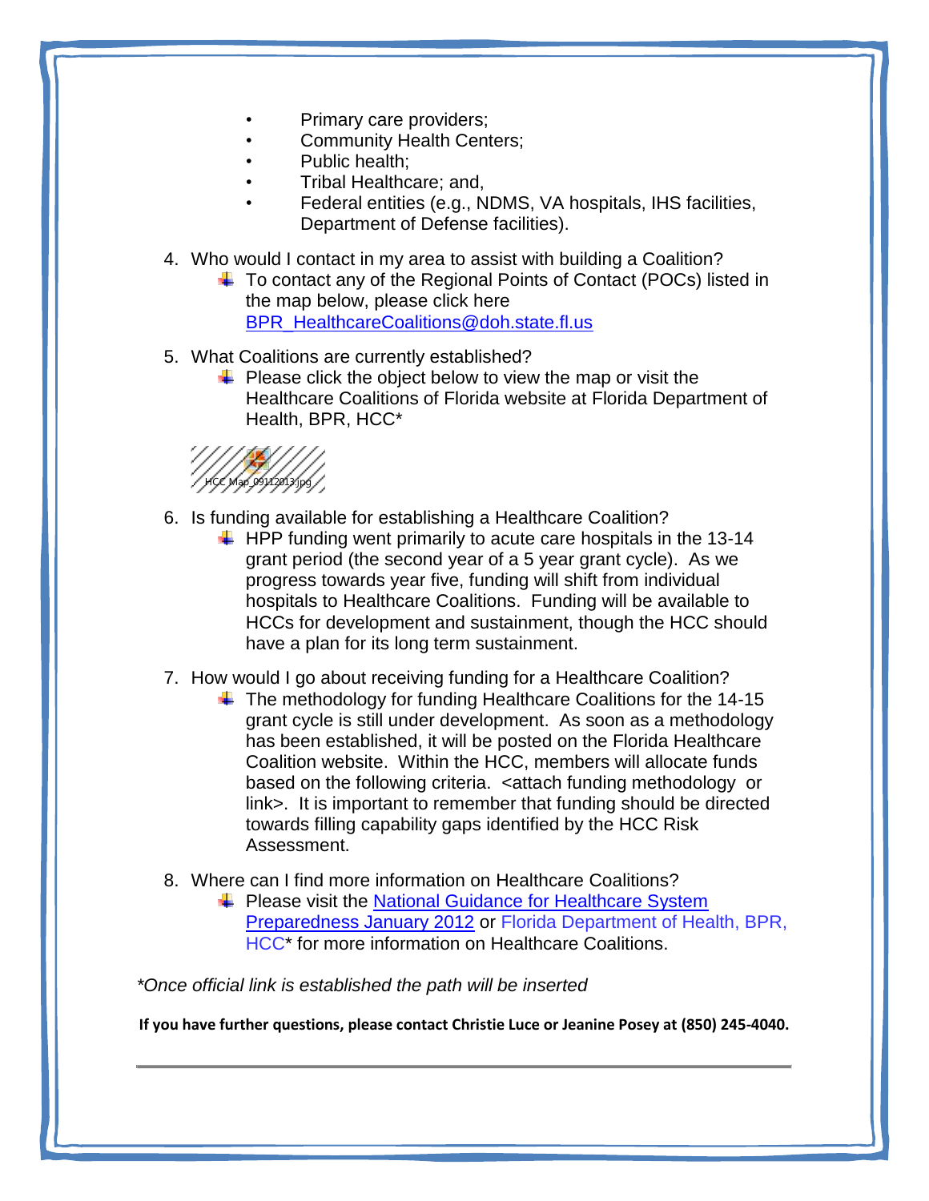- Primary care providers;
- Community Health Centers;
- Public health;
- Tribal Healthcare; and,
- Federal entities (e.g., NDMS, VA hospitals, IHS facilities, Department of Defense facilities).

4. Who would I contact in my area to assist with building a Coalition?
   - To contact any of the Regional Points of Contact (POCs) listed in the map below, please click here BPR_HealthcareCoalitions@doh.state.fl.us

5. What Coalitions are currently established?
   - Please click the object below to view the map or visit the Healthcare Coalitions of Florida website at Florida Department of Health, BPR, HCC*

   HCC Map_09112013.jpg

6. Is funding available for establishing a Healthcare Coalition?
   - HPP funding went primarily to acute care hospitals in the 13-14 grant period (the second year of a 5 year grant cycle). As we progress towards year five, funding will shift from individual hospitals to Healthcare Coalitions. Funding will be available to HCCs for development and sustainment, though the HCC should have a plan for its long term sustainment.

7. How would I go about receiving funding for a Healthcare Coalition?
   - The methodology for funding Healthcare Coalitions for the 14-15 grant cycle is still under development. As soon as a methodology has been established, it will be posted on the Florida Healthcare Coalition website. Within the HCC, members will allocate funds based on the following criteria. <attach funding methodology or link>. It is important to remember that funding should be directed towards filling capability gaps identified by the HCC Risk Assessment.

8. Where can I find more information on Healthcare Coalitions?
   - Please visit the National Guidance for Healthcare System Preparedness January 2012 or Florida Department of Health, BPR, HCC* for more information on Healthcare Coalitions.

*\*Once official link is established the path will be inserted*

**If you have further questions, please contact Christie Luce or Jeanine Posey at (850) 245-4040.**